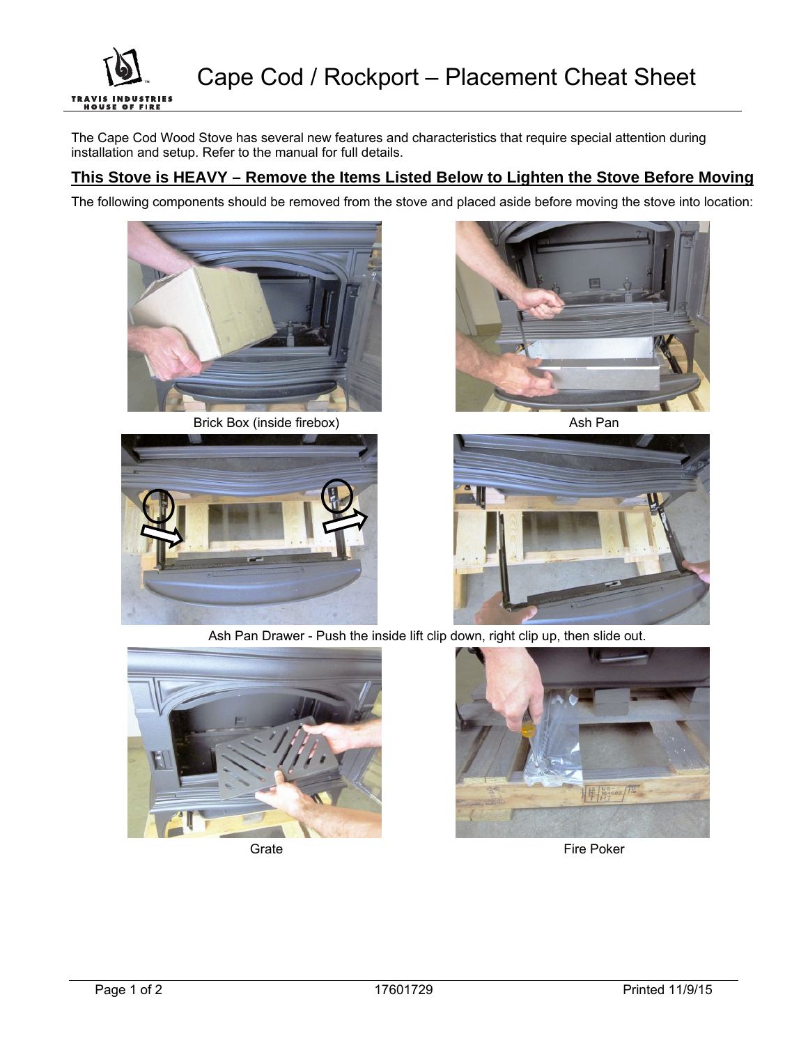# Cape Cod / Rockport – Placement Cheat Sheet

The Cape Cod Wood Stove has several new features and characteristics that require special attention during installation and setup. Refer to the manual for full details.

## This Stove is HEAVY – Remove the Items Listed Below to Lighten the Stove Before Moving

The following components should be removed from the stove and placed aside before moving the stove into location:

Brick Box (inside firebox)

Ash Pan

Ash Pan Drawer - Push the inside lift clip down, right clip up, then slide out.

Grate

Fire Poker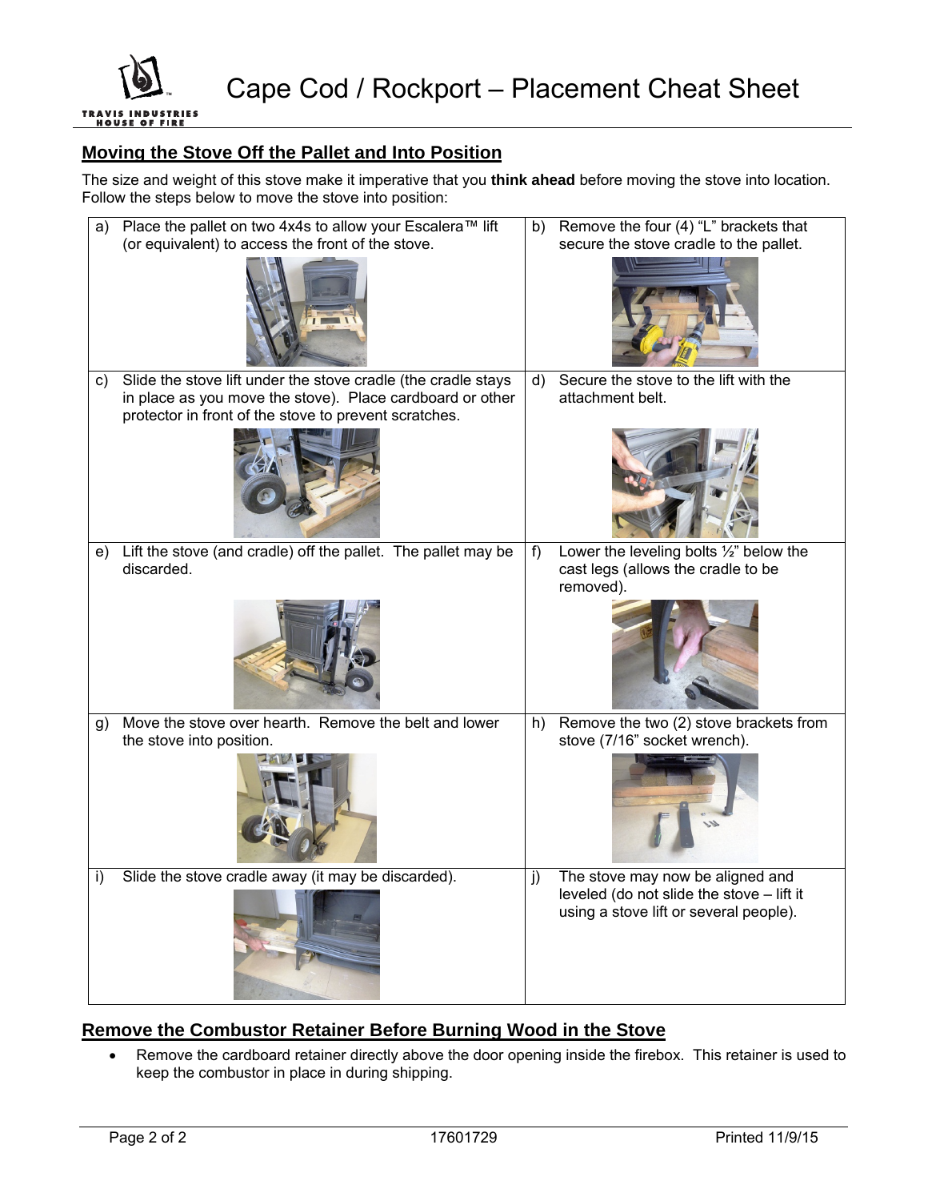# Cape Cod / Rockport – Placement Cheat Sheet

## Moving the Stove Off the Pallet and Into Position

The size and weight of this stove make it imperative that you **think ahead** before moving the stove into location. Follow the steps below to move the stove into position:

| | |
|---|---|
| a) Place the pallet on two 4x4s to allow your Escalera™ lift (or equivalent) to access the front of the stove. | b) Remove the four (4) "L" brackets that secure the stove cradle to the pallet. |
| c) Slide the stove lift under the stove cradle (the cradle stays in place as you move the stove). Place cardboard or other protector in front of the stove to prevent scratches. | d) Secure the stove to the lift with the attachment belt. |
| e) Lift the stove (and cradle) off the pallet. The pallet may be discarded. | f) Lower the leveling bolts ½" below the cast legs (allows the cradle to be removed). |
| g) Move the stove over hearth. Remove the belt and lower the stove into position. | h) Remove the two (2) stove brackets from stove (7/16" socket wrench). |
| i) Slide the stove cradle away (it may be discarded). | j) The stove may now be aligned and leveled (do not slide the stove – lift it using a stove lift or several people). |

## Remove the Combustor Retainer Before Burning Wood in the Stove

- Remove the cardboard retainer directly above the door opening inside the firebox. This retainer is used to keep the combustor in place in during shipping.